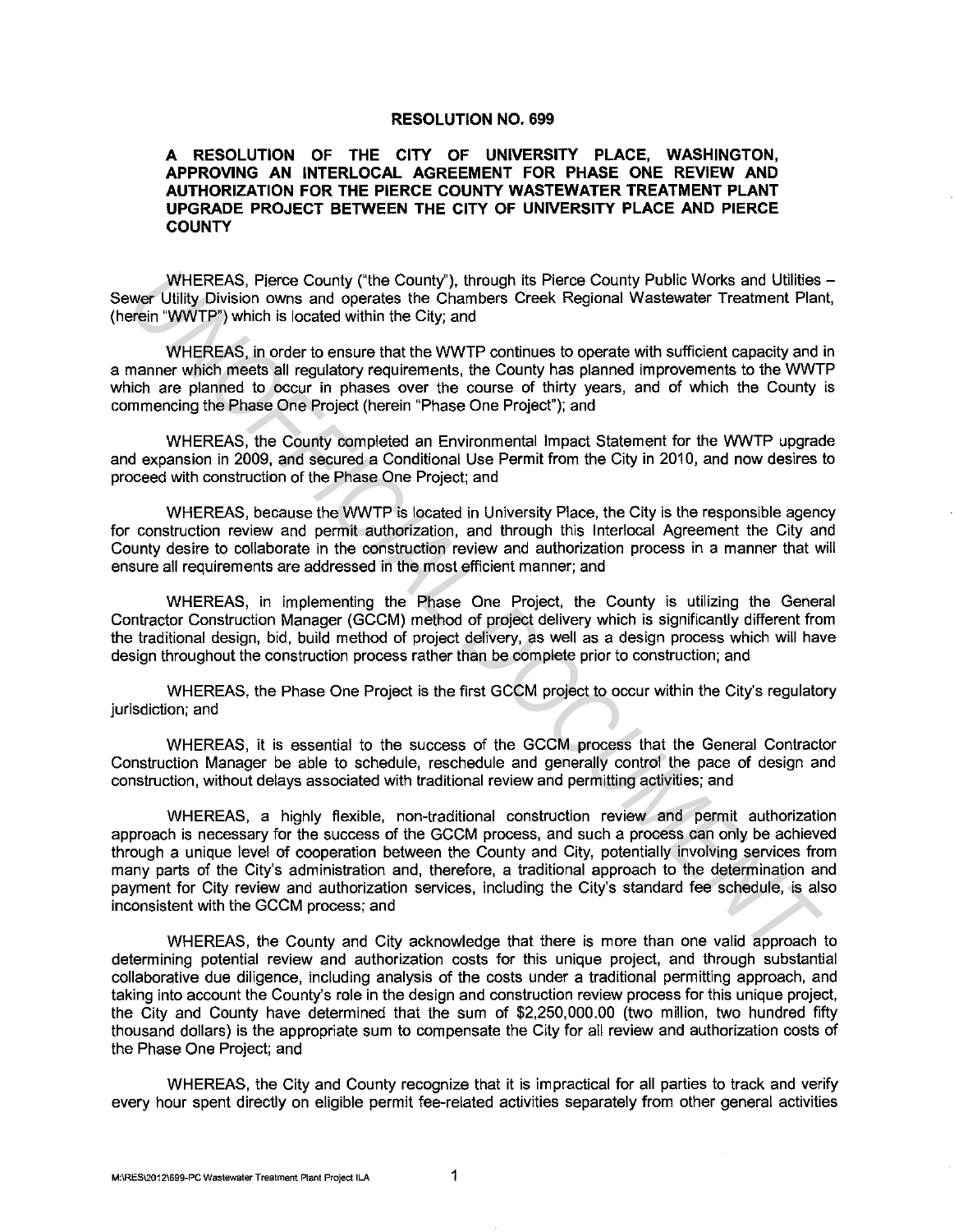# RESOLUTION NO. 699

## A RESOLUTION OF THE CITY OF UNIVERSITY PLACE, WASHINGTON, APPROVING AN INTERLOCAL AGREEMENT FOR PHASE ONE REVIEW AND AUTHORIZATION FOR THE PIERCE COUNTY WASTEWATER TREATMENT PLANT UPGRADE PROJECT BETWEEN THE CITY OF UNIVERSITY PLACE AND PIERCE COUNTY

WHEREAS, Pierce County ("the County"), through its Pierce County Public Works and Utilities – Sewer Utility Division owns and operates the Chambers Creek Regional Wastewater Treatment Plant, (herein "WWTP") which is located within the City; and

WHEREAS, in order to ensure that the WWTP continues to operate with sufficient capacity and in a manner which meets all regulatory requirements, the County has planned improvements to the WWTP which are planned to occur in phases over the course of thirty years, and of which the County is commencing the Phase One Project (herein "Phase One Project"); and

WHEREAS, the County completed an Environmental Impact Statement for the WWTP upgrade and expansion in 2009, and secured a Conditional Use Permit from the City in 2010, and now desires to proceed with construction of the Phase One Project; and

WHEREAS, because the WWTP is located in University Place, the City is the responsible agency for construction review and permit authorization, and through this Interlocal Agreement the City and County desire to collaborate in the construction review and authorization process in a manner that will ensure all requirements are addressed in the most efficient manner; and

WHEREAS, in implementing the Phase One Project, the County is utilizing the General Contractor Construction Manager (GCCM) method of project delivery which is significantly different from the traditional design, bid, build method of project delivery, as well as a design process which will have design throughout the construction process rather than be complete prior to construction; and

WHEREAS, the Phase One Project is the first GCCM project to occur within the City's regulatory jurisdiction; and

WHEREAS, it is essential to the success of the GCCM process that the General Contractor Construction Manager be able to schedule, reschedule and generally control the pace of design and construction, without delays associated with traditional review and permitting activities; and

WHEREAS, a highly flexible, non-traditional construction review and permit authorization approach is necessary for the success of the GCCM process, and such a process can only be achieved through a unique level of cooperation between the County and City, potentially involving services from many parts of the City's administration and, therefore, a traditional approach to the determination and payment for City review and authorization services, including the City's standard fee schedule, is also inconsistent with the GCCM process; and

WHEREAS, the County and City acknowledge that there is more than one valid approach to determining potential review and authorization costs for this unique project, and through substantial collaborative due diligence, including analysis of the costs under a traditional permitting approach, and taking into account the County's role in the design and construction review process for this unique project, the City and County have determined that the sum of $2,250,000.00 (two million, two hundred fifty thousand dollars) is the appropriate sum to compensate the City for all review and authorization costs of the Phase One Project; and

WHEREAS, the City and County recognize that it is impractical for all parties to track and verify every hour spent directly on eligible permit fee-related activities separately from other general activities

M:\RES\2012\699-PC Wastewater Treatment Plant Project ILA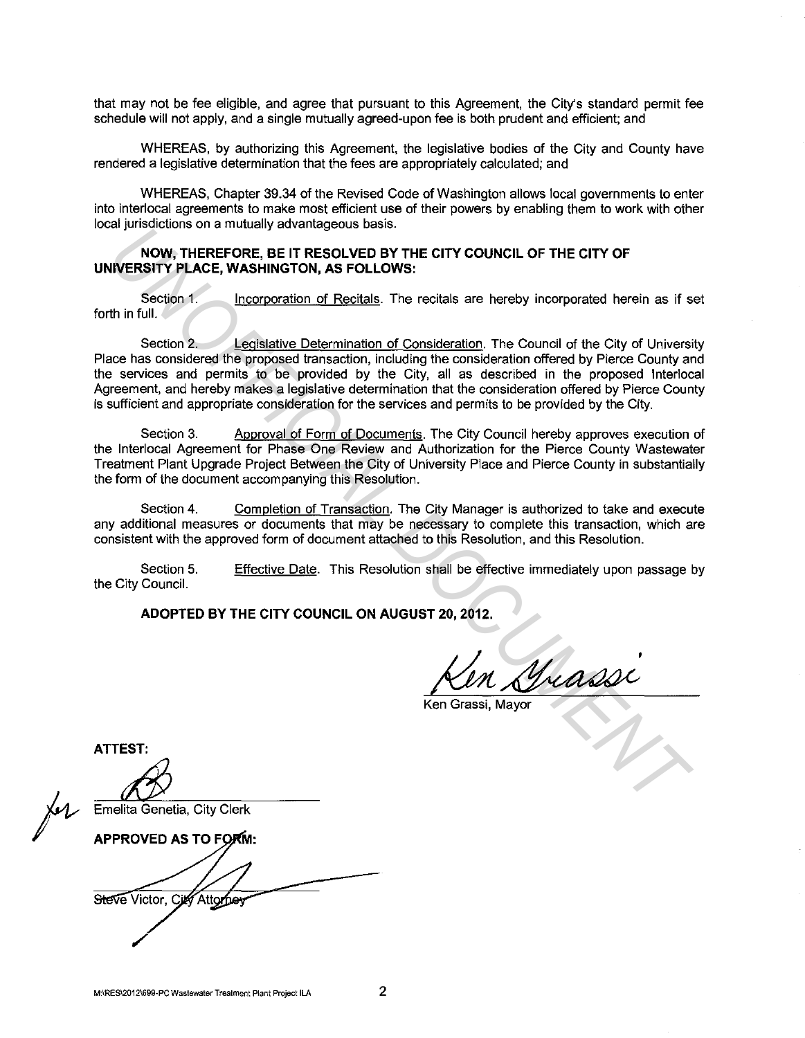that may not be fee eligible, and agree that pursuant to this Agreement, the City's standard permit fee schedule will not apply, and a single mutually agreed-upon fee is both prudent and efficient; and

WHEREAS, by authorizing this Agreement, the legislative bodies of the City and County have rendered a legislative determination that the fees are appropriately calculated; and

WHEREAS, Chapter 39.34 of the Revised Code of Washington allows local governments to enter into interlocal agreements to make most efficient use of their powers by enabling them to work with other local jurisdictions on a mutually advantageous basis.

**NOW, THEREFORE, BE IT RESOLVED BY THE CITY COUNCIL OF THE CITY OF UNIVERSITY PLACE, WASHINGTON, AS FOLLOWS:**

Section 1. Incorporation of Recitals. The recitals are hereby incorporated herein as if set forth in full.

Section 2. Legislative Determination of Consideration. The Council of the City of University Place has considered the proposed transaction, including the consideration offered by Pierce County and the services and permits to be provided by the City, all as described in the proposed Interlocal Agreement, and hereby makes a legislative determination that the consideration offered by Pierce County is sufficient and appropriate consideration for the services and permits to be provided by the City.

Section 3. Approval of Form of Documents. The City Council hereby approves execution of the Interlocal Agreement for Phase One Review and Authorization for the Pierce County Wastewater Treatment Plant Upgrade Project Between the City of University Place and Pierce County in substantially the form of the document accompanying this Resolution.

Section 4. Completion of Transaction. The City Manager is authorized to take and execute any additional measures or documents that may be necessary to complete this transaction, which are consistent with the approved form of document attached to this Resolution, and this Resolution.

Section 5. Effective Date. This Resolution shall be effective immediately upon passage by the City Council.

**ADOPTED BY THE CITY COUNCIL ON AUGUST 20, 2012.**

Ken Grassi

Ken Grassi, Mayor

**ATTEST:**

Emelita Genetia, City Clerk

**APPROVED AS TO FORM:**

Steve Victor, City Attorney

UNOFFICIAL DOCUMENT

M:\RES\2012\699-PC Wastewater Treatment Plant Project ILA